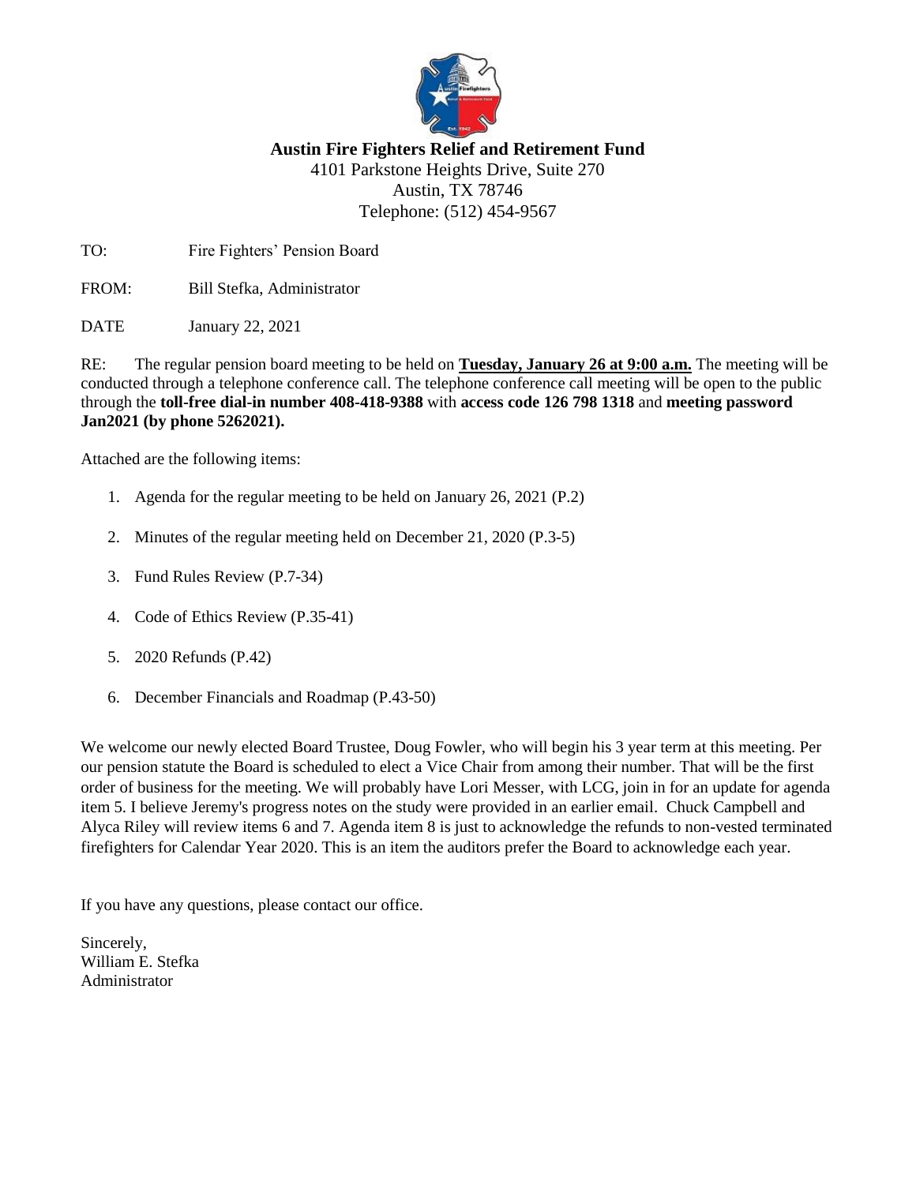**Austin Fire Fighters Relief and Retirement Fund**
4101 Parkstone Heights Drive, Suite 270
Austin, TX 78746
Telephone: (512) 454-9567

TO: Fire Fighters' Pension Board

FROM: Bill Stefka, Administrator

DATE January 22, 2021

RE: The regular pension board meeting to be held on **Tuesday, January 26 at 9:00 a.m.** The meeting will be conducted through a telephone conference call. The telephone conference call meeting will be open to the public through the **toll-free dial-in number 408-418-9388** with **access code 126 798 1318** and **meeting password Jan2021 (by phone 5262021).**

Attached are the following items:

1. Agenda for the regular meeting to be held on January 26, 2021 (P.2)
2. Minutes of the regular meeting held on December 21, 2020 (P.3-5)
3. Fund Rules Review (P.7-34)
4. Code of Ethics Review (P.35-41)
5. 2020 Refunds (P.42)
6. December Financials and Roadmap (P.43-50)

We welcome our newly elected Board Trustee, Doug Fowler, who will begin his 3 year term at this meeting. Per our pension statute the Board is scheduled to elect a Vice Chair from among their number. That will be the first order of business for the meeting. We will probably have Lori Messer, with LCG, join in for an update for agenda item 5. I believe Jeremy's progress notes on the study were provided in an earlier email. Chuck Campbell and Alyca Riley will review items 6 and 7. Agenda item 8 is just to acknowledge the refunds to non-vested terminated firefighters for Calendar Year 2020. This is an item the auditors prefer the Board to acknowledge each year.

If you have any questions, please contact our office.

Sincerely,
William E. Stefka
Administrator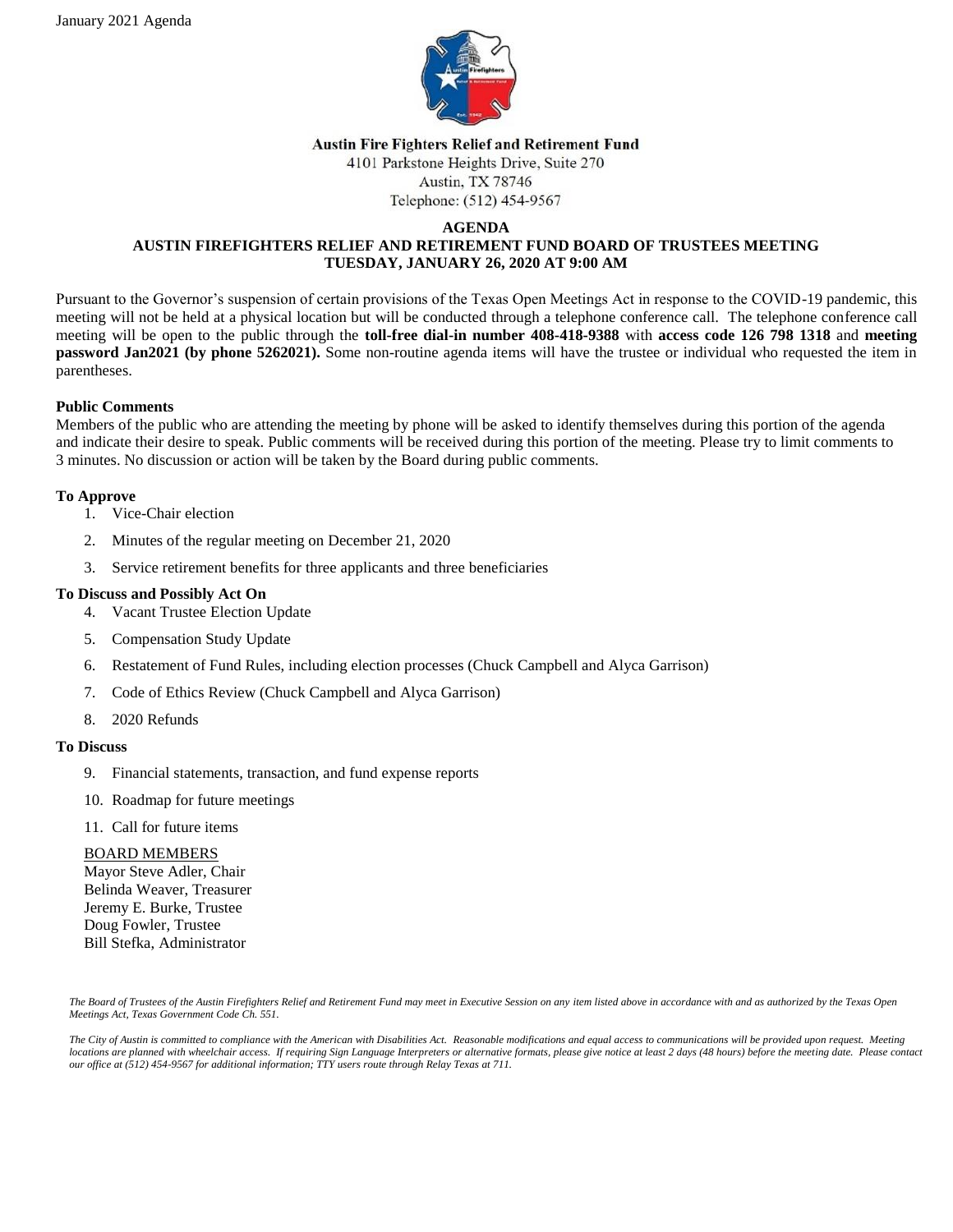January 2021 Agenda

**Austin Fire Fighters Relief and Retirement Fund**
4101 Parkstone Heights Drive, Suite 270
Austin, TX 78746
Telephone: (512) 454-9567

**AGENDA**
**AUSTIN FIREFIGHTERS RELIEF AND RETIREMENT FUND BOARD OF TRUSTEES MEETING**
**TUESDAY, JANUARY 26, 2020 AT 9:00 AM**

Pursuant to the Governor's suspension of certain provisions of the Texas Open Meetings Act in response to the COVID-19 pandemic, this meeting will not be held at a physical location but will be conducted through a telephone conference call. The telephone conference call meeting will be open to the public through the **toll-free dial-in number 408-418-9388** with **access code 126 798 1318** and **meeting password Jan2021 (by phone 5262021).** Some non-routine agenda items will have the trustee or individual who requested the item in parentheses.

**Public Comments**
Members of the public who are attending the meeting by phone will be asked to identify themselves during this portion of the agenda and indicate their desire to speak. Public comments will be received during this portion of the meeting. Please try to limit comments to 3 minutes. No discussion or action will be taken by the Board during public comments.

**To Approve**

1. Vice-Chair election
2. Minutes of the regular meeting on December 21, 2020
3. Service retirement benefits for three applicants and three beneficiaries

**To Discuss and Possibly Act On**

4. Vacant Trustee Election Update
5. Compensation Study Update
6. Restatement of Fund Rules, including election processes (Chuck Campbell and Alyca Garrison)
7. Code of Ethics Review (Chuck Campbell and Alyca Garrison)
8. 2020 Refunds

**To Discuss**

9. Financial statements, transaction, and fund expense reports
10. Roadmap for future meetings
11. Call for future items

BOARD MEMBERS
Mayor Steve Adler, Chair
Belinda Weaver, Treasurer
Jeremy E. Burke, Trustee
Doug Fowler, Trustee
Bill Stefka, Administrator

*The Board of Trustees of the Austin Firefighters Relief and Retirement Fund may meet in Executive Session on any item listed above in accordance with and as authorized by the Texas Open Meetings Act, Texas Government Code Ch. 551.*

*The City of Austin is committed to compliance with the American with Disabilities Act. Reasonable modifications and equal access to communications will be provided upon request. Meeting locations are planned with wheelchair access. If requiring Sign Language Interpreters or alternative formats, please give notice at least 2 days (48 hours) before the meeting date. Please contact our office at (512) 454-9567 for additional information; TTY users route through Relay Texas at 711.*